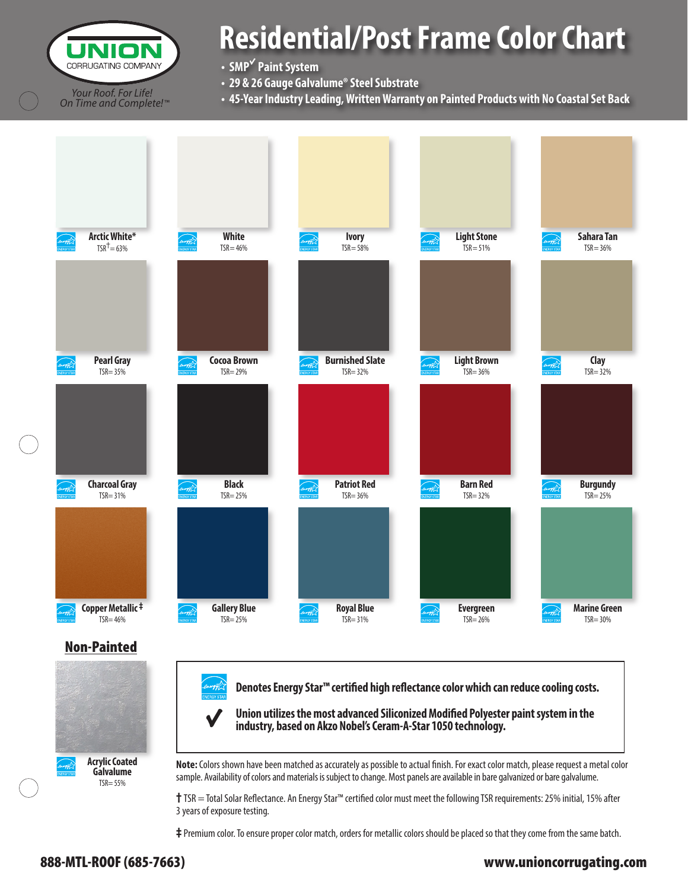UNION CORRUGATING COMPANY

*Your Roof. For Life!*
*On Time and Complete!™*

# Residential/Post Frame Color Chart

- SMP✓ Paint System
- 29 & 26 Gauge Galvalume® Steel Substrate
- 45-Year Industry Leading, Written Warranty on Painted Products with No Coastal Set Back

| Color | TSR |
|---|---|
| Arctic White* | TSR† = 63% |
| White | TSR = 46% |
| Ivory | TSR = 58% |
| Light Stone | TSR = 51% |
| Sahara Tan | TSR = 36% |
| Pearl Gray | TSR = 35% |
| Cocoa Brown | TSR = 29% |
| Burnished Slate | TSR = 32% |
| Light Brown | TSR = 36% |
| Clay | TSR = 32% |
| Charcoal Gray | TSR = 31% |
| Black | TSR = 25% |
| Patriot Red | TSR = 36% |
| Barn Red | TSR = 32% |
| Burgundy | TSR = 25% |
| Copper Metallic ‡ | TSR = 46% |
| Gallery Blue | TSR = 25% |
| Royal Blue | TSR = 31% |
| Evergreen | TSR = 26% |
| Marine Green | TSR = 30% |

## Non-Painted

| Color | TSR |
|---|---|
| Acrylic Coated Galvalume | TSR = 55% |

**Denotes Energy Star™ certified high reflectance color which can reduce cooling costs.**

✓ **Union utilizes the most advanced Siliconized Modified Polyester paint system in the industry, based on Akzo Nobel's Ceram-A-Star 1050 technology.**

**Note:** Colors shown have been matched as accurately as possible to actual finish. For exact color match, please request a metal color sample. Availability of colors and materials is subject to change. Most panels are available in bare galvanized or bare galvalume.

† TSR = Total Solar Reflectance. An Energy Star™ certified color must meet the following TSR requirements: 25% initial, 15% after 3 years of exposure testing.

‡ Premium color. To ensure proper color match, orders for metallic colors should be placed so that they come from the same batch.

**888-MTL-ROOF (685-7663)** **www.unioncorrugating.com**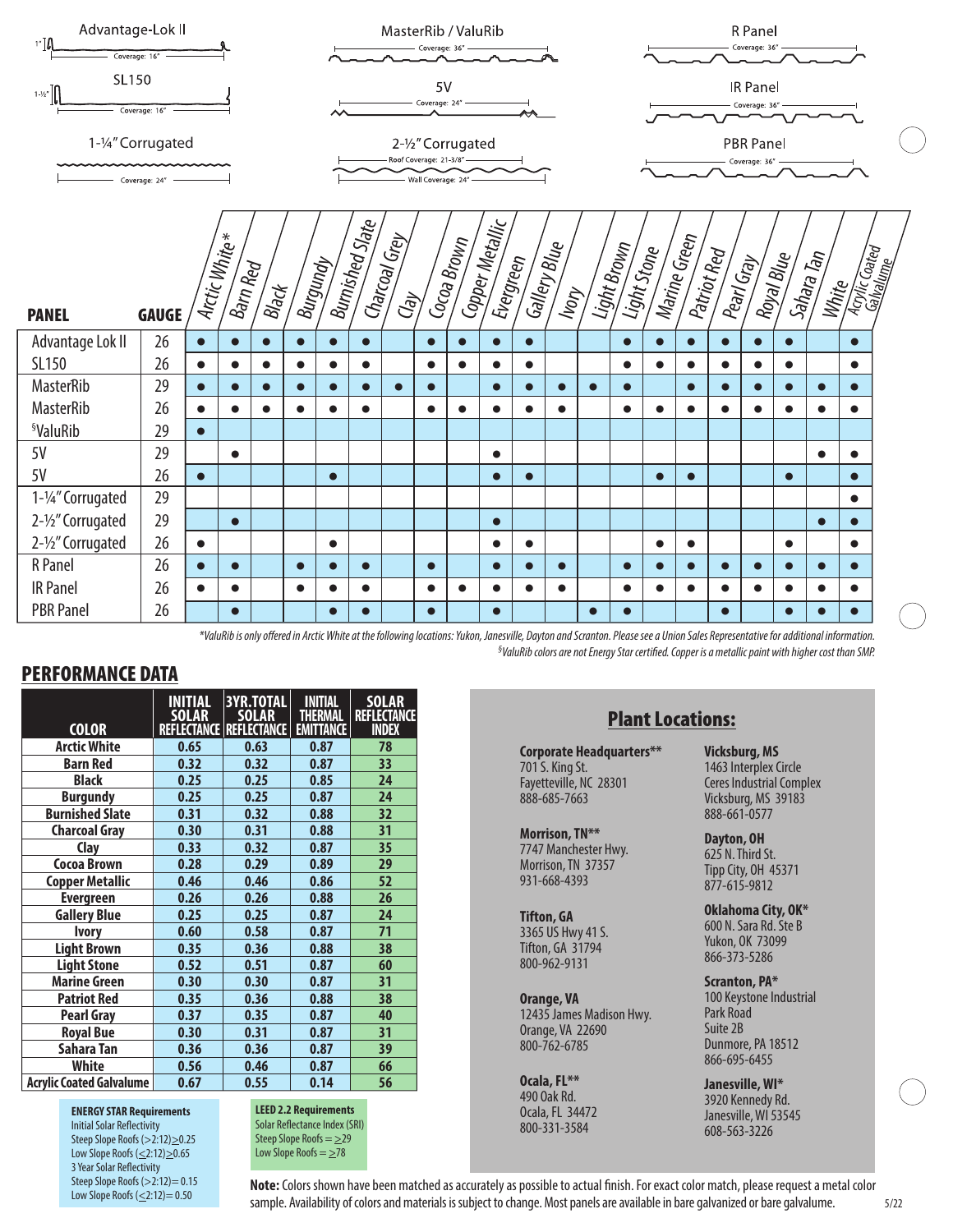Advantage-Lok II
1"
Coverage: 16"

SL150
1-½"
Coverage: 16"

1-¼" Corrugated
Coverage: 24"

MasterRib / ValuRib
Coverage: 36"

5V
Coverage: 24"

2-½" Corrugated
Roof Coverage: 21-3/8"
Wall Coverage: 24"

R Panel
Coverage: 36"

IR Panel
Coverage: 36"

PBR Panel
Coverage: 36"

| PANEL | GAUGE | Arctic White* | Barn Red | Black | Burgundy | Burnished Slate | Charcoal Grey | Clay | Cocoa Brown | Copper Metallic | Evergreen | Gallery Blue | Ivory | Light Brown | Light Stone | Marine Green | Patriot Red | Pearl Gray | Royal Blue | Sahara Tan | White | Acrylic Coated Galvalume |
|---|---|---|---|---|---|---|---|---|---|---|---|---|---|---|---|---|---|---|---|---|---|---|
| Advantage Lok II | 26 | ● | ● | ● | ● | ● | ● | | ● | ● | ● | ● | | | ● | ● | ● | ● | ● | ● | | ● |
| SL150 | 26 | ● | ● | ● | ● | ● | ● | | ● | ● | ● | ● | | | ● | ● | ● | ● | ● | ● | | ● |
| MasterRib | 29 | ● | ● | ● | ● | ● | ● | ● | ● | | ● | ● | ● | ● | ● | | ● | ● | ● | ● | ● | ● |
| MasterRib | 26 | ● | ● | ● | ● | ● | ● | | ● | ● | ● | ● | ● | | ● | ● | ● | ● | ● | ● | ● | ● |
| §ValuRib | 29 | ● | | | | | | | | | | | | | | | | | | | | |
| 5V | 29 | | ● | | | | | | | | ● | | | | | | | | | | ● | ● |
| 5V | 26 | ● | | | | ● | | | | | ● | ● | | | | ● | ● | | | ● | | ● |
| 1-¼" Corrugated | 29 | | | | | | | | | | | | | | | | | | | | | ● |
| 2-½" Corrugated | 29 | | ● | | | | | | | | ● | | | | | | | | | | ● | ● |
| 2-½" Corrugated | 26 | ● | | | | ● | | | | | ● | ● | | | | ● | ● | | | ● | | ● |
| R Panel | 26 | ● | ● | | ● | ● | ● | | ● | | ● | ● | ● | | ● | ● | ● | ● | ● | ● | ● | ● |
| IR Panel | 26 | ● | ● | | ● | ● | ● | | ● | ● | ● | ● | ● | | ● | ● | ● | ● | ● | ● | ● | ● |
| PBR Panel | 26 | | ● | | | ● | ● | | ● | | ● | | | ● | ● | | | ● | | ● | ● | ● |

*ValuRib is only offered in Arctic White at the following locations: Yukon, Janesville, Dayton and Scranton. Please see a Union Sales Representative for additional information.
§ValuRib colors are not Energy Star certified. Copper is a metallic paint with higher cost than SMP.

## PERFORMANCE DATA

| COLOR | INITIAL SOLAR REFLECTANCE | 3YR.TOTAL SOLAR REFLECTANCE | INITIAL THERMAL EMITTANCE | SOLAR REFLECTANCE INDEX |
|---|---|---|---|---|
| Arctic White | 0.65 | 0.63 | 0.87 | 78 |
| Barn Red | 0.32 | 0.32 | 0.87 | 33 |
| Black | 0.25 | 0.25 | 0.85 | 24 |
| Burgundy | 0.25 | 0.25 | 0.87 | 24 |
| Burnished Slate | 0.31 | 0.32 | 0.88 | 32 |
| Charcoal Gray | 0.30 | 0.31 | 0.88 | 31 |
| Clay | 0.33 | 0.32 | 0.87 | 35 |
| Cocoa Brown | 0.28 | 0.29 | 0.89 | 29 |
| Copper Metallic | 0.46 | 0.46 | 0.86 | 52 |
| Evergreen | 0.26 | 0.26 | 0.88 | 26 |
| Gallery Blue | 0.25 | 0.25 | 0.87 | 24 |
| Ivory | 0.60 | 0.58 | 0.87 | 71 |
| Light Brown | 0.35 | 0.36 | 0.88 | 38 |
| Light Stone | 0.52 | 0.51 | 0.87 | 60 |
| Marine Green | 0.30 | 0.30 | 0.87 | 31 |
| Patriot Red | 0.35 | 0.36 | 0.88 | 38 |
| Pearl Gray | 0.37 | 0.35 | 0.87 | 40 |
| Royal Bue | 0.30 | 0.31 | 0.87 | 31 |
| Sahara Tan | 0.36 | 0.36 | 0.87 | 39 |
| White | 0.56 | 0.46 | 0.87 | 66 |
| Acrylic Coated Galvalume | 0.67 | 0.55 | 0.14 | 56 |

**ENERGY STAR Requirements**
Initial Solar Reflectivity
Steep Slope Roofs (>2:12)≥0.25
Low Slope Roofs (≤2:12)≥0.65
3 Year Solar Reflectivity
Steep Slope Roofs (>2:12)= 0.15
Low Slope Roofs (≤2:12)= 0.50

**LEED 2.2 Requirements**
Solar Reflectance Index (SRI)
Steep Slope Roofs = ≥29
Low Slope Roofs = ≥78

## Plant Locations:

**Corporate Headquarters****
701 S. King St.
Fayetteville, NC 28301
888-685-7663

**Morrison, TN****
7747 Manchester Hwy.
Morrison, TN 37357
931-668-4393

**Tifton, GA**
3365 US Hwy 41 S.
Tifton, GA 31794
800-962-9131

**Orange, VA**
12435 James Madison Hwy.
Orange, VA 22690
800-762-6785

**Ocala, FL****
490 Oak Rd.
Ocala, FL 34472
800-331-3584

**Vicksburg, MS**
1463 Interplex Circle
Ceres Industrial Complex
Vicksburg, MS 39183
888-661-0577

**Dayton, OH**
625 N. Third St.
Tipp City, OH 45371
877-615-9812

**Oklahoma City, OK***
600 N. Sara Rd. Ste B
Yukon, OK 73099
866-373-5286

**Scranton, PA***
100 Keystone Industrial
Park Road
Suite 2B
Dunmore, PA 18512
866-695-6455

**Janesville, WI***
3920 Kennedy Rd.
Janesville, WI 53545
608-563-3226

**Note:** Colors shown have been matched as accurately as possible to actual finish. For exact color match, please request a metal color sample. Availability of colors and materials is subject to change. Most panels are available in bare galvanized or bare galvalume.